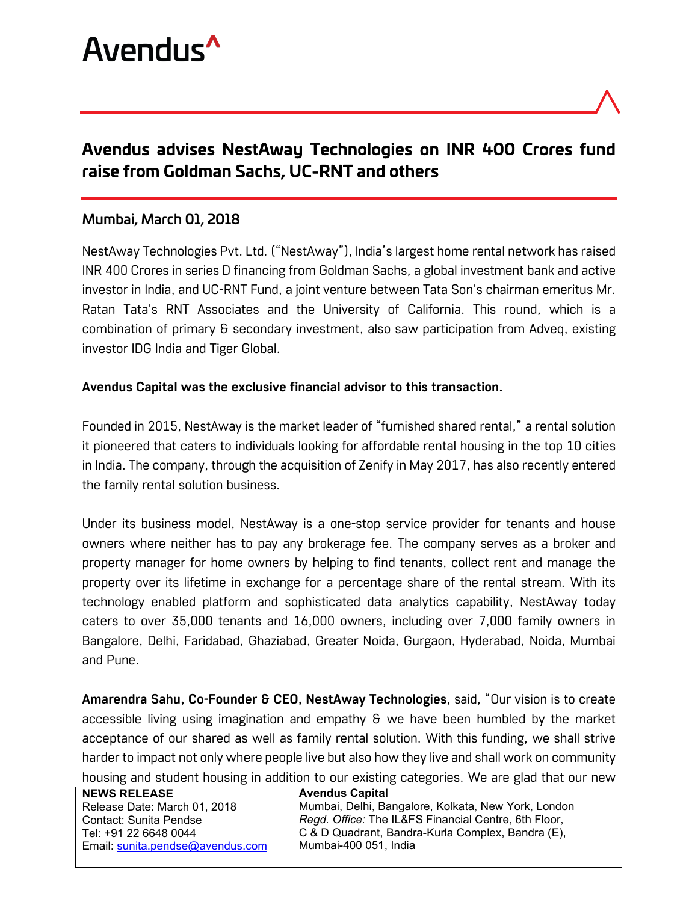Avendus^

## Avendus advises NestAway Technologies on INR 400 Crores fund raise from Goldman Sachs, UC-RNT and others

### Mumbai, March 01, 2018

NestAway Technologies Pvt. Ltd. ("NestAway"), India's largest home rental network has raised INR 400 Crores in series D financing from Goldman Sachs, a global investment bank and active investor in India, and UC-RNT Fund, a joint venture between Tata Son's chairman emeritus Mr. Ratan Tata's RNT Associates and the University of California. This round, which is a combination of primary & secondary investment, also saw participation from Adveq, existing investor IDG India and Tiger Global.

**Avendus Capital was the exclusive financial advisor to this transaction.**

Founded in 2015, NestAway is the market leader of "furnished shared rental," a rental solution it pioneered that caters to individuals looking for affordable rental housing in the top 10 cities in India. The company, through the acquisition of Zenify in May 2017, has also recently entered the family rental solution business.

Under its business model, NestAway is a one-stop service provider for tenants and house owners where neither has to pay any brokerage fee. The company serves as a broker and property manager for home owners by helping to find tenants, collect rent and manage the property over its lifetime in exchange for a percentage share of the rental stream. With its technology enabled platform and sophisticated data analytics capability, NestAway today caters to over 35,000 tenants and 16,000 owners, including over 7,000 family owners in Bangalore, Delhi, Faridabad, Ghaziabad, Greater Noida, Gurgaon, Hyderabad, Noida, Mumbai and Pune.

**Amarendra Sahu, Co-Founder & CEO, NestAway Technologies**, said, "Our vision is to create accessible living using imagination and empathy & we have been humbled by the market acceptance of our shared as well as family rental solution. With this funding, we shall strive harder to impact not only where people live but also how they live and shall work on community housing and student housing in addition to our existing categories. We are glad that our new

| **NEWS RELEASE** | **Avendus Capital** |
| --- | --- |
| Release Date: March 01, 2018 | Mumbai, Delhi, Bangalore, Kolkata, New York, London |
| Contact: Sunita Pendse | *Regd. Office:* The IL&FS Financial Centre, 6th Floor, |
| Tel: +91 22 6648 0044 | C & D Quadrant, Bandra-Kurla Complex, Bandra (E), |
| Email: sunita.pendse@avendus.com | Mumbai-400 051, India |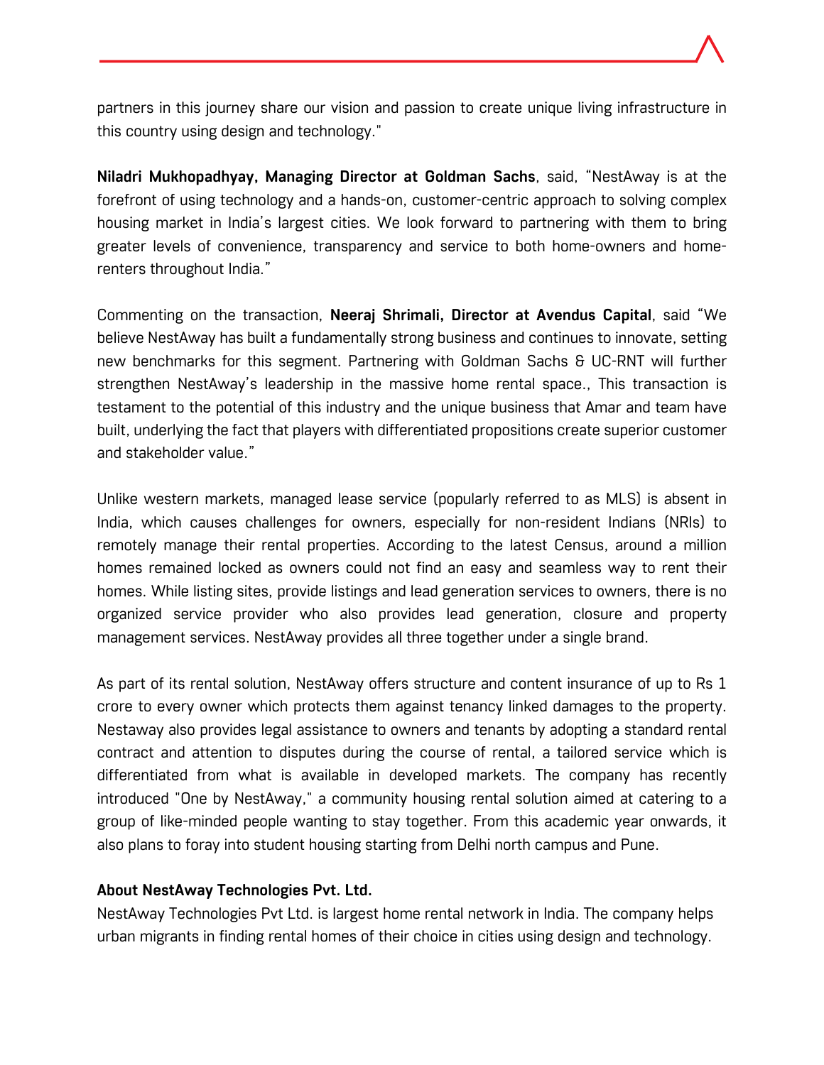partners in this journey share our vision and passion to create unique living infrastructure in this country using design and technology."

**Niladri Mukhopadhyay, Managing Director at Goldman Sachs**, said, "NestAway is at the forefront of using technology and a hands-on, customer-centric approach to solving complex housing market in India's largest cities. We look forward to partnering with them to bring greater levels of convenience, transparency and service to both home-owners and home-renters throughout India."

Commenting on the transaction, **Neeraj Shrimali, Director at Avendus Capital**, said "We believe NestAway has built a fundamentally strong business and continues to innovate, setting new benchmarks for this segment. Partnering with Goldman Sachs & UC-RNT will further strengthen NestAway's leadership in the massive home rental space., This transaction is testament to the potential of this industry and the unique business that Amar and team have built, underlying the fact that players with differentiated propositions create superior customer and stakeholder value."

Unlike western markets, managed lease service (popularly referred to as MLS) is absent in India, which causes challenges for owners, especially for non-resident Indians (NRIs) to remotely manage their rental properties. According to the latest Census, around a million homes remained locked as owners could not find an easy and seamless way to rent their homes. While listing sites, provide listings and lead generation services to owners, there is no organized service provider who also provides lead generation, closure and property management services. NestAway provides all three together under a single brand.

As part of its rental solution, NestAway offers structure and content insurance of up to Rs 1 crore to every owner which protects them against tenancy linked damages to the property. Nestaway also provides legal assistance to owners and tenants by adopting a standard rental contract and attention to disputes during the course of rental, a tailored service which is differentiated from what is available in developed markets. The company has recently introduced "One by NestAway," a community housing rental solution aimed at catering to a group of like-minded people wanting to stay together. From this academic year onwards, it also plans to foray into student housing starting from Delhi north campus and Pune.

**About NestAway Technologies Pvt. Ltd.**

NestAway Technologies Pvt Ltd. is largest home rental network in India. The company helps urban migrants in finding rental homes of their choice in cities using design and technology.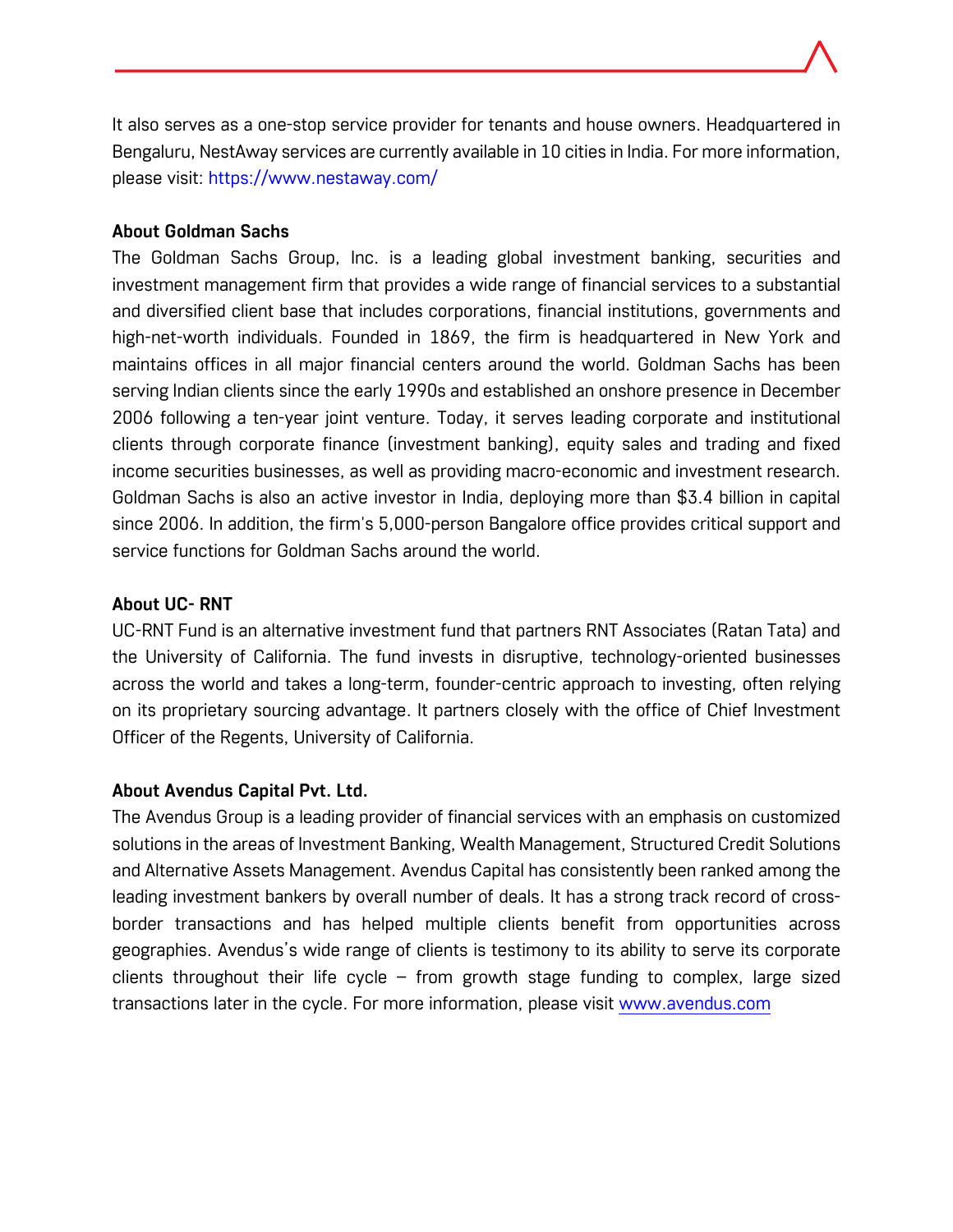It also serves as a one-stop service provider for tenants and house owners. Headquartered in Bengaluru, NestAway services are currently available in 10 cities in India. For more information, please visit: https://www.nestaway.com/

**About Goldman Sachs**

The Goldman Sachs Group, Inc. is a leading global investment banking, securities and investment management firm that provides a wide range of financial services to a substantial and diversified client base that includes corporations, financial institutions, governments and high-net-worth individuals. Founded in 1869, the firm is headquartered in New York and maintains offices in all major financial centers around the world. Goldman Sachs has been serving Indian clients since the early 1990s and established an onshore presence in December 2006 following a ten-year joint venture. Today, it serves leading corporate and institutional clients through corporate finance (investment banking), equity sales and trading and fixed income securities businesses, as well as providing macro-economic and investment research. Goldman Sachs is also an active investor in India, deploying more than $3.4 billion in capital since 2006. In addition, the firm's 5,000-person Bangalore office provides critical support and service functions for Goldman Sachs around the world.

**About UC- RNT**

UC-RNT Fund is an alternative investment fund that partners RNT Associates (Ratan Tata) and the University of California. The fund invests in disruptive, technology-oriented businesses across the world and takes a long-term, founder-centric approach to investing, often relying on its proprietary sourcing advantage. It partners closely with the office of Chief Investment Officer of the Regents, University of California.

**About Avendus Capital Pvt. Ltd.**

The Avendus Group is a leading provider of financial services with an emphasis on customized solutions in the areas of Investment Banking, Wealth Management, Structured Credit Solutions and Alternative Assets Management. Avendus Capital has consistently been ranked among the leading investment bankers by overall number of deals. It has a strong track record of cross-border transactions and has helped multiple clients benefit from opportunities across geographies. Avendus's wide range of clients is testimony to its ability to serve its corporate clients throughout their life cycle – from growth stage funding to complex, large sized transactions later in the cycle. For more information, please visit www.avendus.com